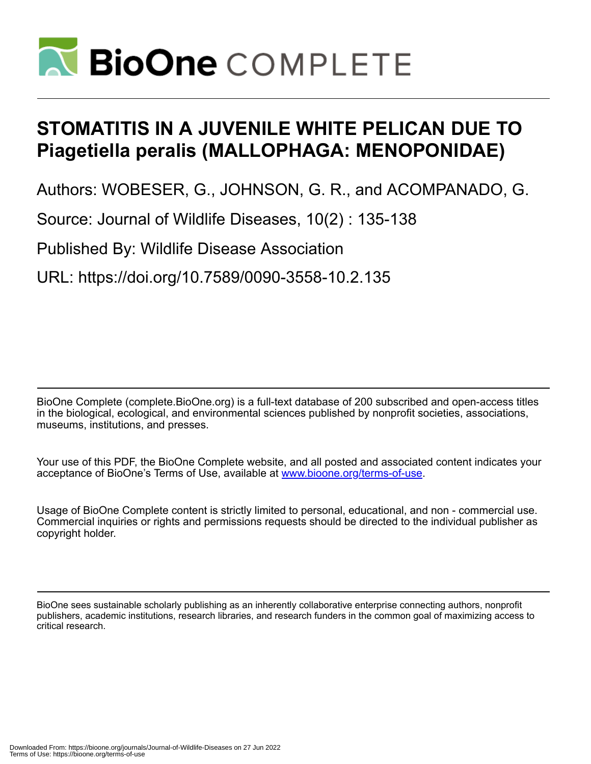# STOMATITIS IN A JUVENILE WHITE PELICAN DUE TO *Piagetiella peralis* (MALLOPHAGA: MENOPONIDAE)

Authors: WOBESER, G., JOHNSON, G. R., and ACOMPANADO, G.

Source: Journal of Wildlife Diseases, 10(2) : 135-138

Published By: Wildlife Disease Association

URL: https://doi.org/10.7589/0090-3558-10.2.135

BioOne Complete (complete.BioOne.org) is a full-text database of 200 subscribed and open-access titles in the biological, ecological, and environmental sciences published by nonprofit societies, associations, museums, institutions, and presses.

Your use of this PDF, the BioOne Complete website, and all posted and associated content indicates your acceptance of BioOne's Terms of Use, available at www.bioone.org/terms-of-use.

Usage of BioOne Complete content is strictly limited to personal, educational, and non - commercial use. Commercial inquiries or rights and permissions requests should be directed to the individual publisher as copyright holder.

BioOne sees sustainable scholarly publishing as an inherently collaborative enterprise connecting authors, nonprofit publishers, academic institutions, research libraries, and research funders in the common goal of maximizing access to critical research.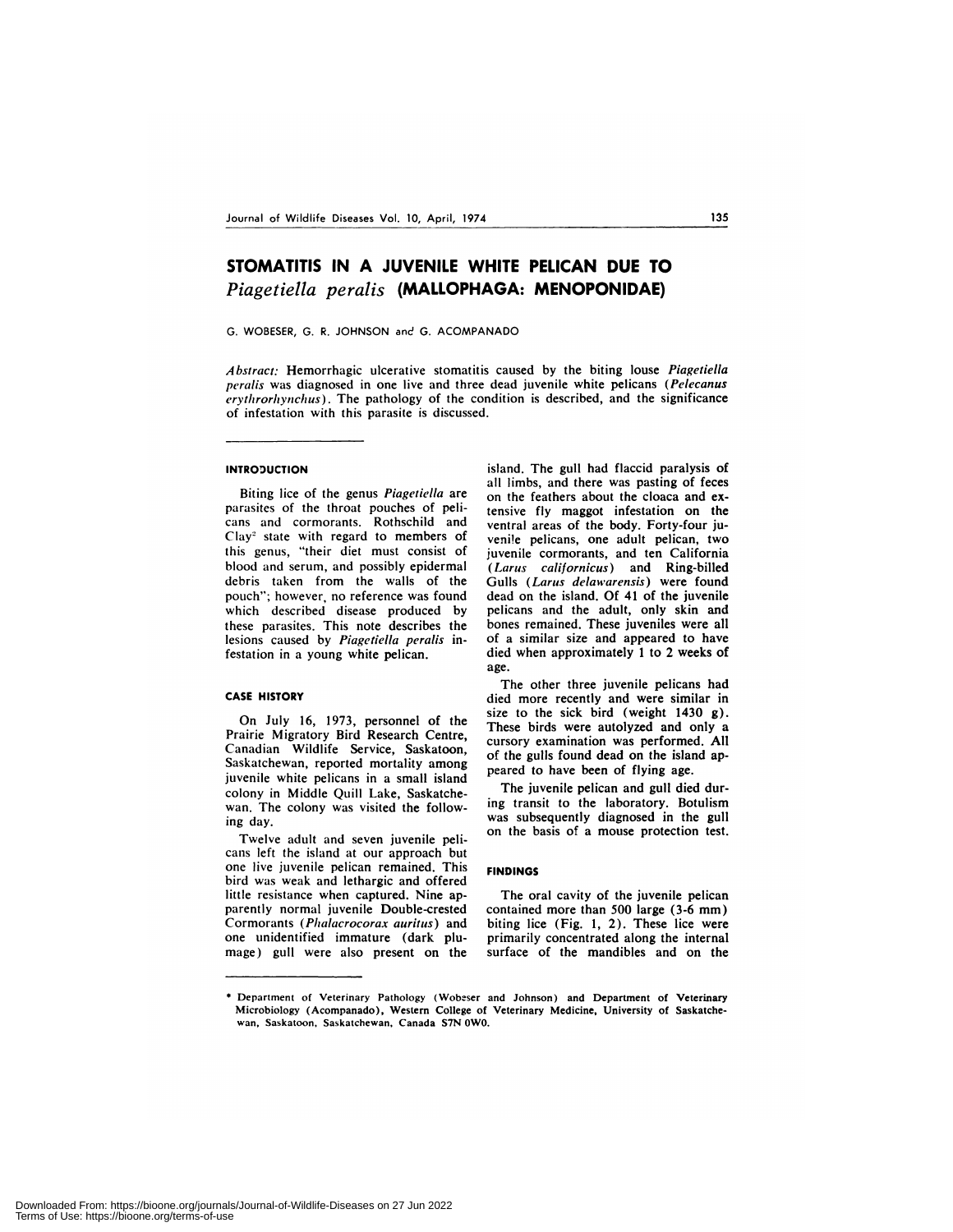# STOMATITIS IN A JUVENILE WHITE PELICAN DUE TO *Piagetiella peralis* (MALLOPHAGA: MENOPONIDAE)

G. WOBESER, G. R. JOHNSON and G. ACOMPANADO

*Abstract:* Hemorrhagic ulcerative stomatitis caused by the biting louse *Piagetiella peralis* was diagnosed in one live and three dead juvenile white pelicans (*Pelecanus erythrorhynchus*). The pathology of the condition is described, and the significance of infestation with this parasite is discussed.

## INTRODUCTION

Biting lice of the genus *Piagetiella* are parasites of the throat pouches of pelicans and cormorants. Rothschild and Clay[2] state with regard to members of this genus, "their diet must consist of blood and serum, and possibly epidermal debris taken from the walls of the pouch"; however, no reference was found which described disease produced by these parasites. This note describes the lesions caused by *Piagetiella peralis* infestation in a young white pelican.

## CASE HISTORY

On July 16, 1973, personnel of the Prairie Migratory Bird Research Centre, Canadian Wildlife Service, Saskatoon, Saskatchewan, reported mortality among juvenile white pelicans in a small island colony in Middle Quill Lake, Saskatchewan. The colony was visited the following day.

Twelve adult and seven juvenile pelicans left the island at our approach but one live juvenile pelican remained. This bird was weak and lethargic and offered little resistance when captured. Nine apparently normal juvenile Double-crested Cormorants (*Phalacrocorax auritus*) and one unidentified immature (dark plumage) gull were also present on the island. The gull had flaccid paralysis of all limbs, and there was pasting of feces on the feathers about the cloaca and extensive fly maggot infestation on the ventral areas of the body. Forty-four juvenile pelicans, one adult pelican, two juvenile cormorants, and ten California (*Larus californicus*) and Ring-billed Gulls (*Larus delawarensis*) were found dead on the island. Of 41 of the juvenile pelicans and the adult, only skin and bones remained. These juveniles were all of a similar size and appeared to have died when approximately 1 to 2 weeks of age.

The other three juvenile pelicans had died more recently and were similar in size to the sick bird (weight 1430 g). These birds were autolyzed and only a cursory examination was performed. All of the gulls found dead on the island appeared to have been of flying age.

The juvenile pelican and gull died during transit to the laboratory. Botulism was subsequently diagnosed in the gull on the basis of a mouse protection test.

## FINDINGS

The oral cavity of the juvenile pelican contained more than 500 large (3-6 mm) biting lice (Fig. 1, 2). These lice were primarily concentrated along the internal surface of the mandibles and on the

---

* Department of Veterinary Pathology (Wobeser and Johnson) and Department of Veterinary Microbiology (Acompanado), Western College of Veterinary Medicine, University of Saskatchewan, Saskatoon, Saskatchewan, Canada S7N 0W0.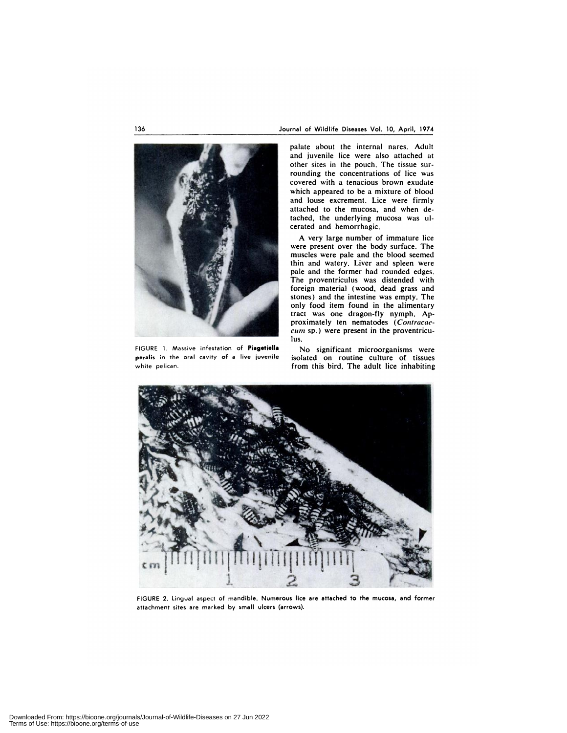palate about the internal nares. Adult and juvenile lice were also attached at other sites in the pouch. The tissue surrounding the concentrations of lice was covered with a tenacious brown exudate which appeared to be a mixture of blood and louse excrement. Lice were firmly attached to the mucosa, and when detached, the underlying mucosa was ulcerated and hemorrhagic.

A very large number of immature lice were present over the body surface. The muscles were pale and the blood seemed thin and watery. Liver and spleen were pale and the former had rounded edges. The proventriculus was distended with foreign material (wood, dead grass and stones) and the intestine was empty. The only food item found in the alimentary tract was one dragon-fly nymph. Approximately ten nematodes (*Contracaecum* sp.) were present in the proventriculus.

FIGURE 1. Massive infestation of **Piagetiella peralis** in the oral cavity of a live juvenile white pelican.

No significant microorganisms were isolated on routine culture of tissues from this bird. The adult lice inhabiting

FIGURE 2. Lingual aspect of mandible. Numerous lice are attached to the mucosa, and former attachment sites are marked by small ulcers (arrows).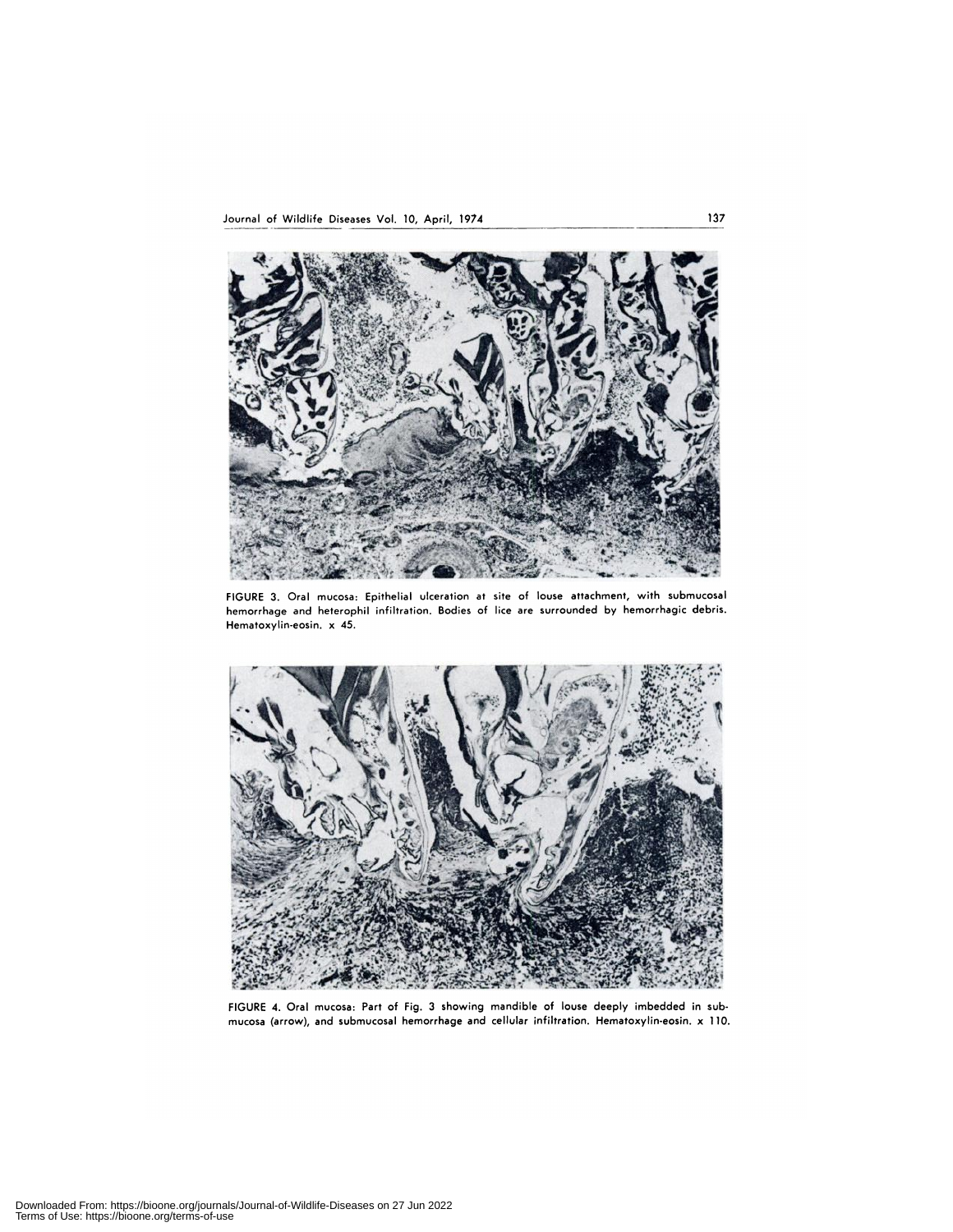FIGURE 3. Oral mucosa: Epithelial ulceration at site of louse attachment, with submucosal hemorrhage and heterophil infiltration. Bodies of lice are surrounded by hemorrhagic debris. Hematoxylin-eosin. x 45.

FIGURE 4. Oral mucosa: Part of Fig. 3 showing mandible of louse deeply imbedded in submucosa (arrow), and submucosal hemorrhage and cellular infiltration. Hematoxylin-eosin. x 110.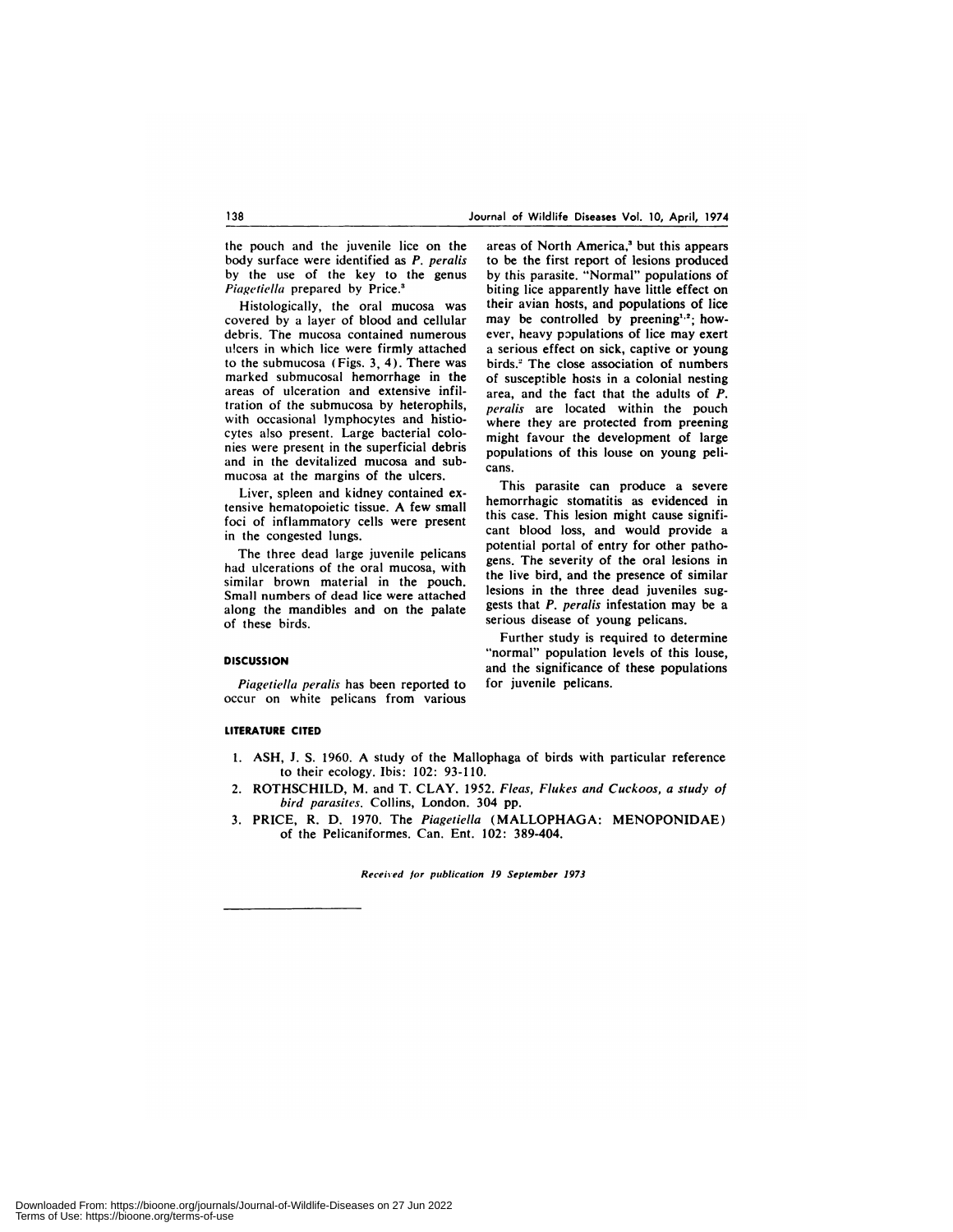the pouch and the juvenile lice on the body surface were identified as *P. peralis* by the use of the key to the genus *Piagetiella* prepared by Price.[3]

Histologically, the oral mucosa was covered by a layer of blood and cellular debris. The mucosa contained numerous ulcers in which lice were firmly attached to the submucosa (Figs. 3, 4). There was marked submucosal hemorrhage in the areas of ulceration and extensive infiltration of the submucosa by heterophils, with occasional lymphocytes and histiocytes also present. Large bacterial colonies were present in the superficial debris and in the devitalized mucosa and submucosa at the margins of the ulcers.

Liver, spleen and kidney contained extensive hematopoietic tissue. A few small foci of inflammatory cells were present in the congested lungs.

The three dead large juvenile pelicans had ulcerations of the oral mucosa, with similar brown material in the pouch. Small numbers of dead lice were attached along the mandibles and on the palate of these birds.

## DISCUSSION

*Piagetiella peralis* has been reported to occur on white pelicans from various areas of North America,[3] but this appears to be the first report of lesions produced by this parasite. "Normal" populations of biting lice apparently have little effect on their avian hosts, and populations of lice may be controlled by preening[1,2]; however, heavy populations of lice may exert a serious effect on sick, captive or young birds.[2] The close association of numbers of susceptible hosts in a colonial nesting area, and the fact that the adults of *P. peralis* are located within the pouch where they are protected from preening might favour the development of large populations of this louse on young pelicans.

This parasite can produce a severe hemorrhagic stomatitis as evidenced in this case. This lesion might cause significant blood loss, and would provide a potential portal of entry for other pathogens. The severity of the oral lesions in the live bird, and the presence of similar lesions in the three dead juveniles suggests that *P. peralis* infestation may be a serious disease of young pelicans.

Further study is required to determine "normal" population levels of this louse, and the significance of these populations for juvenile pelicans.

## LITERATURE CITED

1. ASH, J. S. 1960. A study of the Mallophaga of birds with particular reference to their ecology. Ibis: 102: 93-110.
2. ROTHSCHILD, M. and T. CLAY. 1952. *Fleas, Flukes and Cuckoos, a study of bird parasites.* Collins, London. 304 pp.
3. PRICE, R. D. 1970. The *Piagetiella* (MALLOPHAGA: MENOPONIDAE) of the Pelicaniformes. Can. Ent. 102: 389-404.

*Received for publication 19 September 1973*